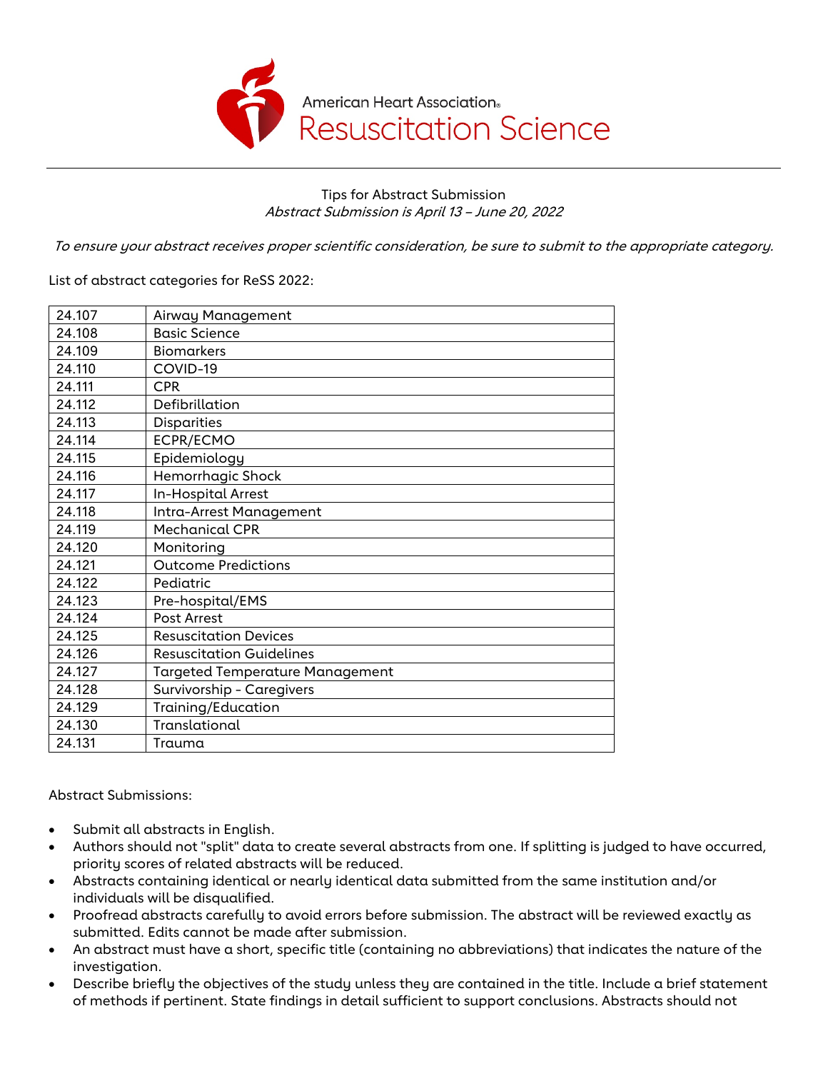American Heart Association® Resuscitation Science

Tips for Abstract Submission

*Abstract Submission is April 13 – June 20, 2022*

*To ensure your abstract receives proper scientific consideration, be sure to submit to the appropriate category.*

List of abstract categories for ReSS 2022:

| | |
|---|---|
| 24.107 | Airway Management |
| 24.108 | Basic Science |
| 24.109 | Biomarkers |
| 24.110 | COVID-19 |
| 24.111 | CPR |
| 24.112 | Defibrillation |
| 24.113 | Disparities |
| 24.114 | ECPR/ECMO |
| 24.115 | Epidemiology |
| 24.116 | Hemorrhagic Shock |
| 24.117 | In-Hospital Arrest |
| 24.118 | Intra-Arrest Management |
| 24.119 | Mechanical CPR |
| 24.120 | Monitoring |
| 24.121 | Outcome Predictions |
| 24.122 | Pediatric |
| 24.123 | Pre-hospital/EMS |
| 24.124 | Post Arrest |
| 24.125 | Resuscitation Devices |
| 24.126 | Resuscitation Guidelines |
| 24.127 | Targeted Temperature Management |
| 24.128 | Survivorship - Caregivers |
| 24.129 | Training/Education |
| 24.130 | Translational |
| 24.131 | Trauma |

Abstract Submissions:

- Submit all abstracts in English.
- Authors should not "split" data to create several abstracts from one. If splitting is judged to have occurred, priority scores of related abstracts will be reduced.
- Abstracts containing identical or nearly identical data submitted from the same institution and/or individuals will be disqualified.
- Proofread abstracts carefully to avoid errors before submission. The abstract will be reviewed exactly as submitted. Edits cannot be made after submission.
- An abstract must have a short, specific title (containing no abbreviations) that indicates the nature of the investigation.
- Describe briefly the objectives of the study unless they are contained in the title. Include a brief statement of methods if pertinent. State findings in detail sufficient to support conclusions. Abstracts should not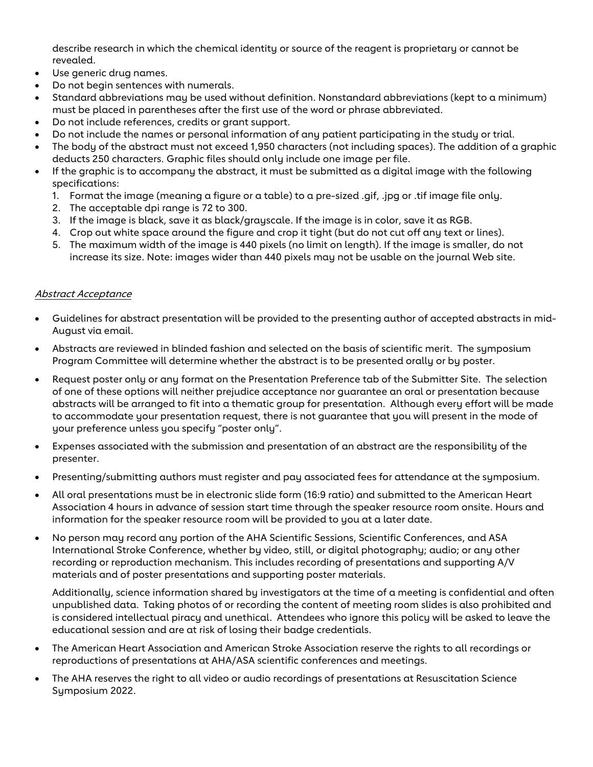describe research in which the chemical identity or source of the reagent is proprietary or cannot be revealed.

- Use generic drug names.
- Do not begin sentences with numerals.
- Standard abbreviations may be used without definition. Nonstandard abbreviations (kept to a minimum) must be placed in parentheses after the first use of the word or phrase abbreviated.
- Do not include references, credits or grant support.
- Do not include the names or personal information of any patient participating in the study or trial.
- The body of the abstract must not exceed 1,950 characters (not including spaces). The addition of a graphic deducts 250 characters. Graphic files should only include one image per file.
- If the graphic is to accompany the abstract, it must be submitted as a digital image with the following specifications:
  1. Format the image (meaning a figure or a table) to a pre-sized .gif, .jpg or .tif image file only.
  2. The acceptable dpi range is 72 to 300.
  3. If the image is black, save it as black/grayscale. If the image is in color, save it as RGB.
  4. Crop out white space around the figure and crop it tight (but do not cut off any text or lines).
  5. The maximum width of the image is 440 pixels (no limit on length). If the image is smaller, do not increase its size. Note: images wider than 440 pixels may not be usable on the journal Web site.

*Abstract Acceptance*

- Guidelines for abstract presentation will be provided to the presenting author of accepted abstracts in mid-August via email.
- Abstracts are reviewed in blinded fashion and selected on the basis of scientific merit. The symposium Program Committee will determine whether the abstract is to be presented orally or by poster.
- Request poster only or any format on the Presentation Preference tab of the Submitter Site. The selection of one of these options will neither prejudice acceptance nor guarantee an oral or presentation because abstracts will be arranged to fit into a thematic group for presentation. Although every effort will be made to accommodate your presentation request, there is not guarantee that you will present in the mode of your preference unless you specify "poster only".
- Expenses associated with the submission and presentation of an abstract are the responsibility of the presenter.
- Presenting/submitting authors must register and pay associated fees for attendance at the symposium.
- All oral presentations must be in electronic slide form (16:9 ratio) and submitted to the American Heart Association 4 hours in advance of session start time through the speaker resource room onsite. Hours and information for the speaker resource room will be provided to you at a later date.
- No person may record any portion of the AHA Scientific Sessions, Scientific Conferences, and ASA International Stroke Conference, whether by video, still, or digital photography; audio; or any other recording or reproduction mechanism. This includes recording of presentations and supporting A/V materials and of poster presentations and supporting poster materials.

  Additionally, science information shared by investigators at the time of a meeting is confidential and often unpublished data. Taking photos of or recording the content of meeting room slides is also prohibited and is considered intellectual piracy and unethical. Attendees who ignore this policy will be asked to leave the educational session and are at risk of losing their badge credentials.
- The American Heart Association and American Stroke Association reserve the rights to all recordings or reproductions of presentations at AHA/ASA scientific conferences and meetings.
- The AHA reserves the right to all video or audio recordings of presentations at Resuscitation Science Symposium 2022.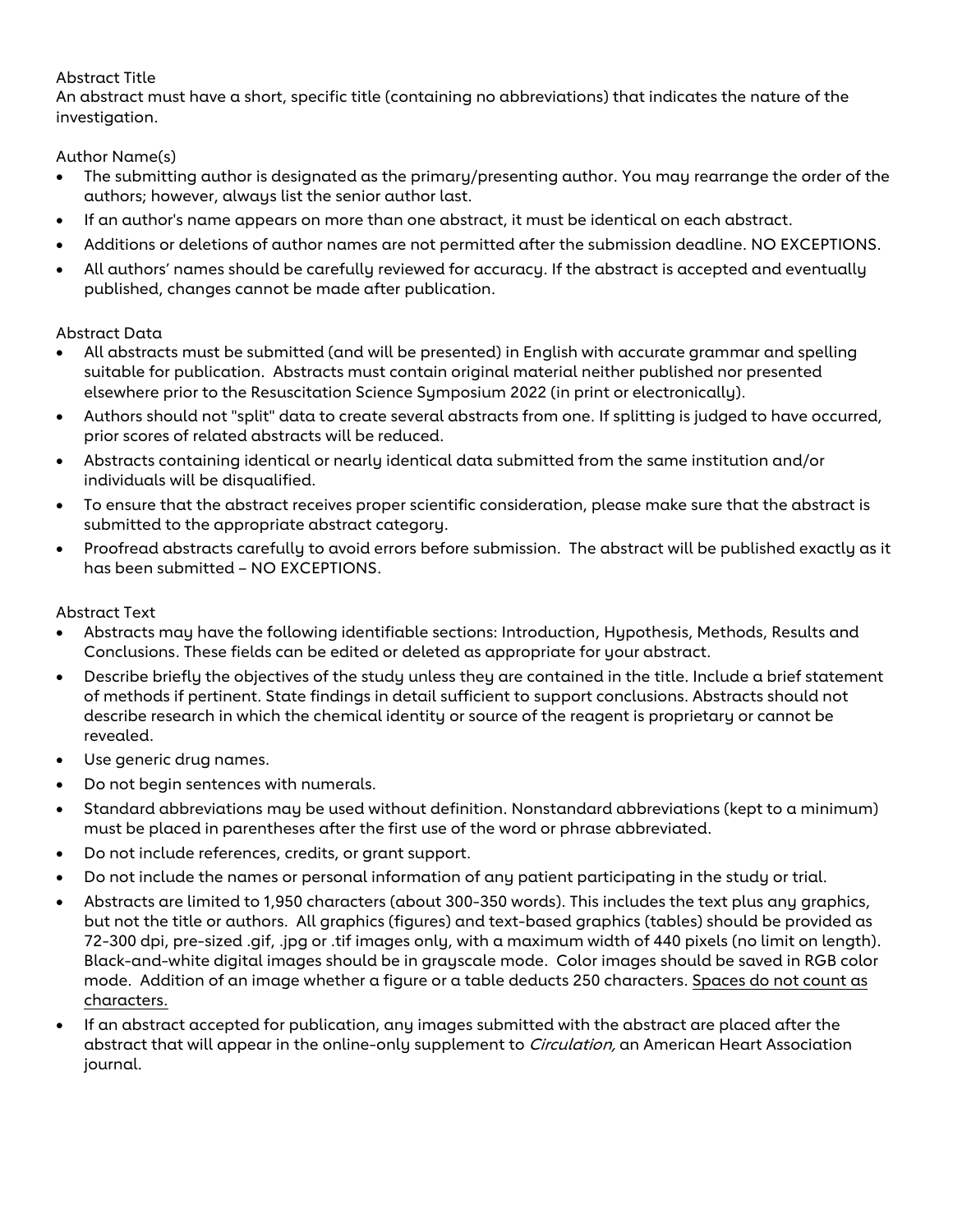Abstract Title

An abstract must have a short, specific title (containing no abbreviations) that indicates the nature of the investigation.

Author Name(s)

- The submitting author is designated as the primary/presenting author. You may rearrange the order of the authors; however, always list the senior author last.
- If an author's name appears on more than one abstract, it must be identical on each abstract.
- Additions or deletions of author names are not permitted after the submission deadline. NO EXCEPTIONS.
- All authors' names should be carefully reviewed for accuracy. If the abstract is accepted and eventually published, changes cannot be made after publication.

Abstract Data

- All abstracts must be submitted (and will be presented) in English with accurate grammar and spelling suitable for publication. Abstracts must contain original material neither published nor presented elsewhere prior to the Resuscitation Science Symposium 2022 (in print or electronically).
- Authors should not "split" data to create several abstracts from one. If splitting is judged to have occurred, prior scores of related abstracts will be reduced.
- Abstracts containing identical or nearly identical data submitted from the same institution and/or individuals will be disqualified.
- To ensure that the abstract receives proper scientific consideration, please make sure that the abstract is submitted to the appropriate abstract category.
- Proofread abstracts carefully to avoid errors before submission. The abstract will be published exactly as it has been submitted – NO EXCEPTIONS.

Abstract Text

- Abstracts may have the following identifiable sections: Introduction, Hypothesis, Methods, Results and Conclusions. These fields can be edited or deleted as appropriate for your abstract.
- Describe briefly the objectives of the study unless they are contained in the title. Include a brief statement of methods if pertinent. State findings in detail sufficient to support conclusions. Abstracts should not describe research in which the chemical identity or source of the reagent is proprietary or cannot be revealed.
- Use generic drug names.
- Do not begin sentences with numerals.
- Standard abbreviations may be used without definition. Nonstandard abbreviations (kept to a minimum) must be placed in parentheses after the first use of the word or phrase abbreviated.
- Do not include references, credits, or grant support.
- Do not include the names or personal information of any patient participating in the study or trial.
- Abstracts are limited to 1,950 characters (about 300-350 words). This includes the text plus any graphics, but not the title or authors. All graphics (figures) and text-based graphics (tables) should be provided as 72-300 dpi, pre-sized .gif, .jpg or .tif images only, with a maximum width of 440 pixels (no limit on length). Black-and-white digital images should be in grayscale mode. Color images should be saved in RGB color mode. Addition of an image whether a figure or a table deducts 250 characters. Spaces do not count as characters.
- If an abstract accepted for publication, any images submitted with the abstract are placed after the abstract that will appear in the online-only supplement to *Circulation,* an American Heart Association journal.